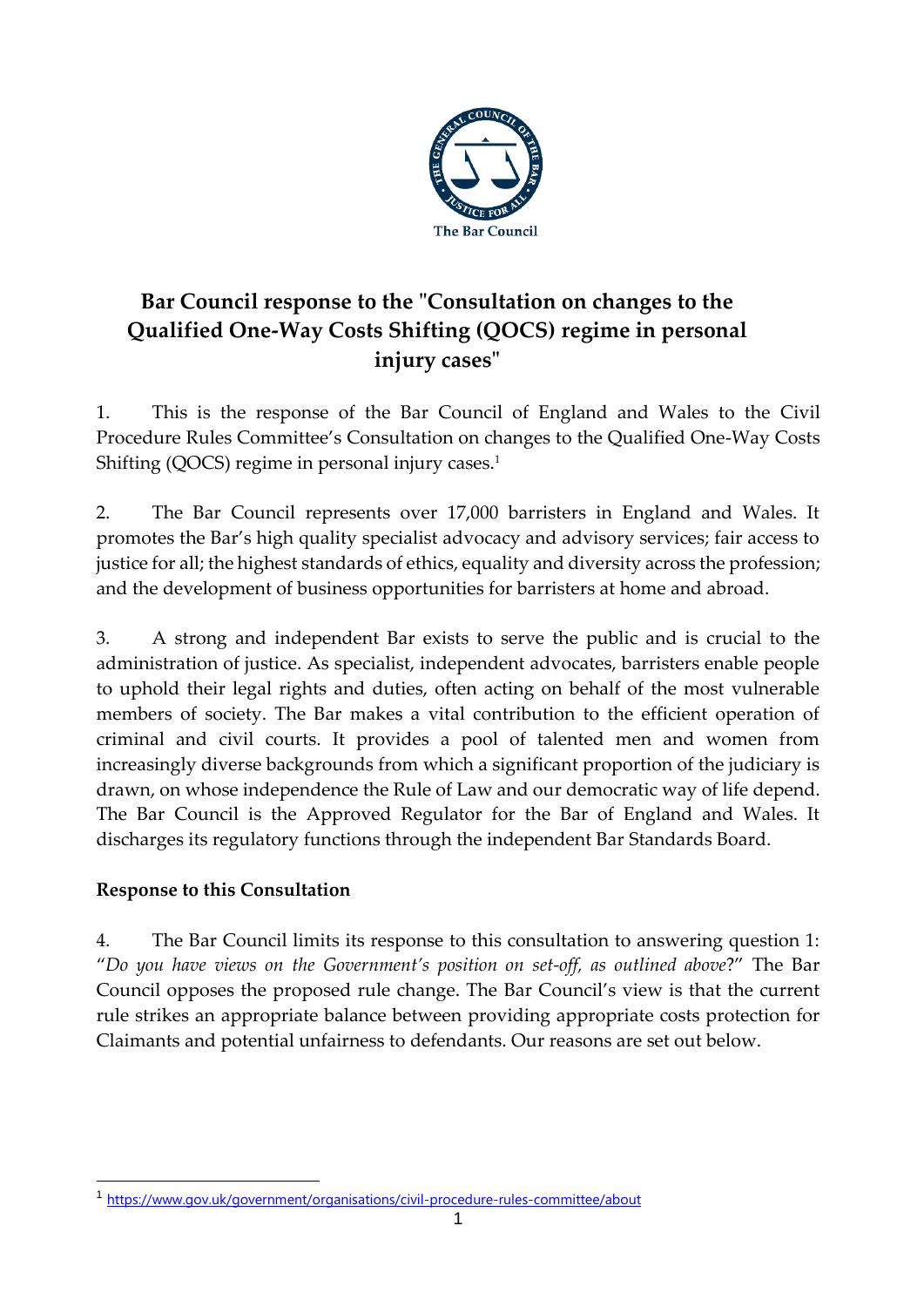# Bar Council response to the "Consultation on changes to the Qualified One-Way Costs Shifting (QOCS) regime in personal injury cases"

1. This is the response of the Bar Council of England and Wales to the Civil Procedure Rules Committee's Consultation on changes to the Qualified One-Way Costs Shifting (QOCS) regime in personal injury cases.[1]

2. The Bar Council represents over 17,000 barristers in England and Wales. It promotes the Bar's high quality specialist advocacy and advisory services; fair access to justice for all; the highest standards of ethics, equality and diversity across the profession; and the development of business opportunities for barristers at home and abroad.

3. A strong and independent Bar exists to serve the public and is crucial to the administration of justice. As specialist, independent advocates, barristers enable people to uphold their legal rights and duties, often acting on behalf of the most vulnerable members of society. The Bar makes a vital contribution to the efficient operation of criminal and civil courts. It provides a pool of talented men and women from increasingly diverse backgrounds from which a significant proportion of the judiciary is drawn, on whose independence the Rule of Law and our democratic way of life depend. The Bar Council is the Approved Regulator for the Bar of England and Wales. It discharges its regulatory functions through the independent Bar Standards Board.

## Response to this Consultation

4. The Bar Council limits its response to this consultation to answering question 1: "*Do you have views on the Government's position on set-off, as outlined above*?" The Bar Council opposes the proposed rule change. The Bar Council's view is that the current rule strikes an appropriate balance between providing appropriate costs protection for Claimants and potential unfairness to defendants. Our reasons are set out below.

[1] https://www.gov.uk/government/organisations/civil-procedure-rules-committee/about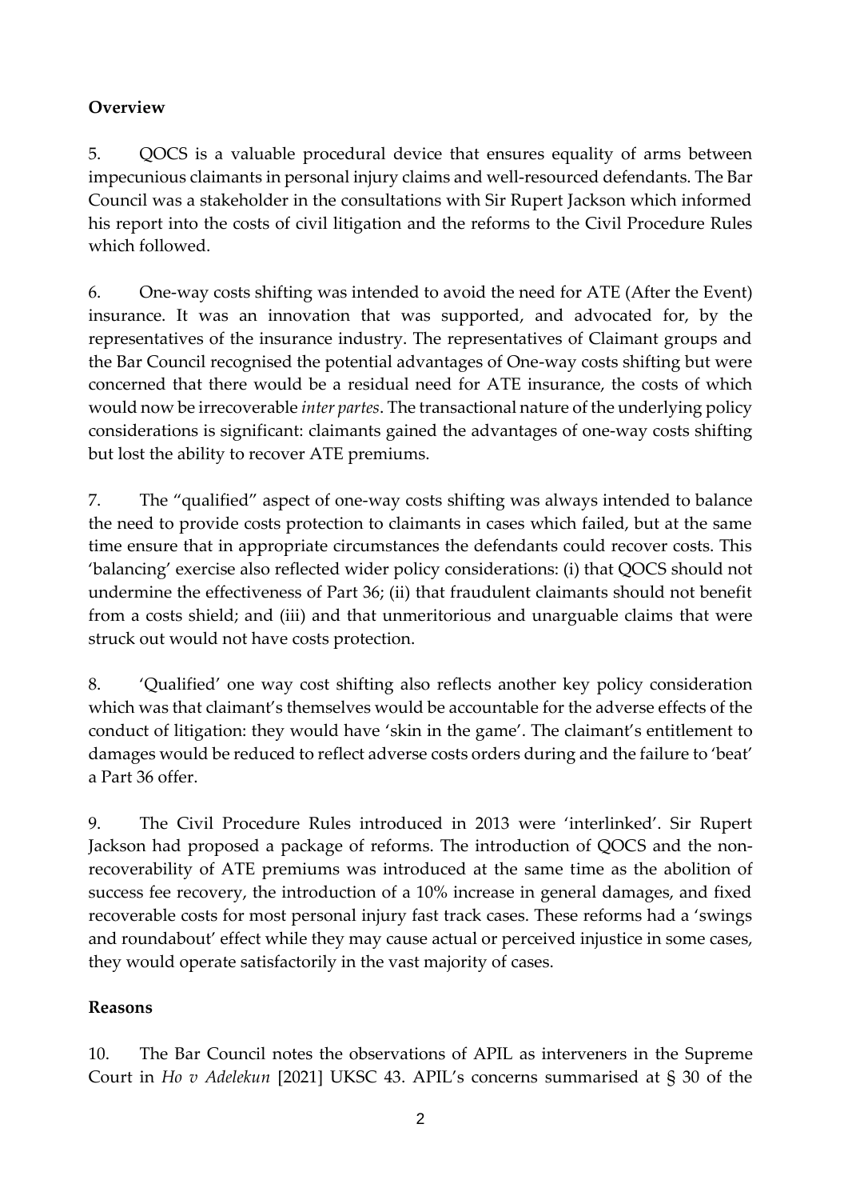## Overview

5. QOCS is a valuable procedural device that ensures equality of arms between impecunious claimants in personal injury claims and well-resourced defendants. The Bar Council was a stakeholder in the consultations with Sir Rupert Jackson which informed his report into the costs of civil litigation and the reforms to the Civil Procedure Rules which followed.

6. One-way costs shifting was intended to avoid the need for ATE (After the Event) insurance. It was an innovation that was supported, and advocated for, by the representatives of the insurance industry. The representatives of Claimant groups and the Bar Council recognised the potential advantages of One-way costs shifting but were concerned that there would be a residual need for ATE insurance, the costs of which would now be irrecoverable *inter partes*. The transactional nature of the underlying policy considerations is significant: claimants gained the advantages of one-way costs shifting but lost the ability to recover ATE premiums.

7. The "qualified" aspect of one-way costs shifting was always intended to balance the need to provide costs protection to claimants in cases which failed, but at the same time ensure that in appropriate circumstances the defendants could recover costs. This 'balancing' exercise also reflected wider policy considerations: (i) that QOCS should not undermine the effectiveness of Part 36; (ii) that fraudulent claimants should not benefit from a costs shield; and (iii) and that unmeritorious and unarguable claims that were struck out would not have costs protection.

8. 'Qualified' one way cost shifting also reflects another key policy consideration which was that claimant's themselves would be accountable for the adverse effects of the conduct of litigation: they would have 'skin in the game'. The claimant's entitlement to damages would be reduced to reflect adverse costs orders during and the failure to 'beat' a Part 36 offer.

9. The Civil Procedure Rules introduced in 2013 were 'interlinked'. Sir Rupert Jackson had proposed a package of reforms. The introduction of QOCS and the non-recoverability of ATE premiums was introduced at the same time as the abolition of success fee recovery, the introduction of a 10% increase in general damages, and fixed recoverable costs for most personal injury fast track cases. These reforms had a 'swings and roundabout' effect while they may cause actual or perceived injustice in some cases, they would operate satisfactorily in the vast majority of cases.

## Reasons

10. The Bar Council notes the observations of APIL as interveners in the Supreme Court in *Ho v Adelekun* [2021] UKSC 43. APIL's concerns summarised at § 30 of the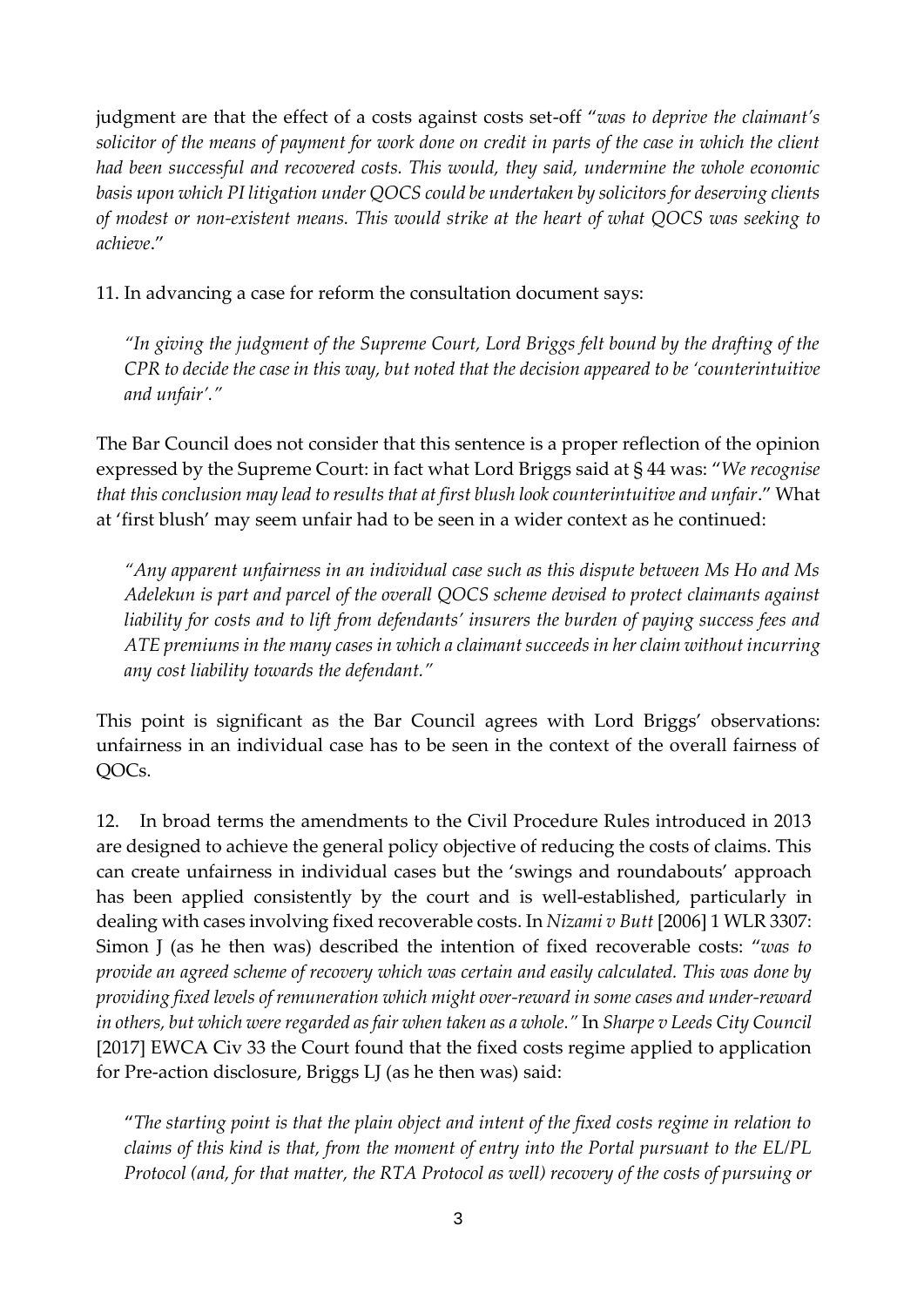judgment are that the effect of a costs against costs set-off "*was to deprive the claimant's solicitor of the means of payment for work done on credit in parts of the case in which the client had been successful and recovered costs. This would, they said, undermine the whole economic basis upon which PI litigation under QOCS could be undertaken by solicitors for deserving clients of modest or non-existent means. This would strike at the heart of what QOCS was seeking to achieve*."

11. In advancing a case for reform the consultation document says:

> *"In giving the judgment of the Supreme Court, Lord Briggs felt bound by the drafting of the CPR to decide the case in this way, but noted that the decision appeared to be 'counterintuitive and unfair'."*

The Bar Council does not consider that this sentence is a proper reflection of the opinion expressed by the Supreme Court: in fact what Lord Briggs said at § 44 was: "*We recognise that this conclusion may lead to results that at first blush look counterintuitive and unfair*." What at 'first blush' may seem unfair had to be seen in a wider context as he continued:

> *"Any apparent unfairness in an individual case such as this dispute between Ms Ho and Ms Adelekun is part and parcel of the overall QOCS scheme devised to protect claimants against liability for costs and to lift from defendants' insurers the burden of paying success fees and ATE premiums in the many cases in which a claimant succeeds in her claim without incurring any cost liability towards the defendant."*

This point is significant as the Bar Council agrees with Lord Briggs' observations: unfairness in an individual case has to be seen in the context of the overall fairness of QOCs.

12. In broad terms the amendments to the Civil Procedure Rules introduced in 2013 are designed to achieve the general policy objective of reducing the costs of claims. This can create unfairness in individual cases but the 'swings and roundabouts' approach has been applied consistently by the court and is well-established, particularly in dealing with cases involving fixed recoverable costs. In *Nizami v Butt* [2006] 1 WLR 3307: Simon J (as he then was) described the intention of fixed recoverable costs: "*was to provide an agreed scheme of recovery which was certain and easily calculated. This was done by providing fixed levels of remuneration which might over-reward in some cases and under-reward in others, but which were regarded as fair when taken as a whole."* In *Sharpe v Leeds City Council* [2017] EWCA Civ 33 the Court found that the fixed costs regime applied to application for Pre-action disclosure, Briggs LJ (as he then was) said:

> "*The starting point is that the plain object and intent of the fixed costs regime in relation to claims of this kind is that, from the moment of entry into the Portal pursuant to the EL/PL Protocol (and, for that matter, the RTA Protocol as well) recovery of the costs of pursuing or*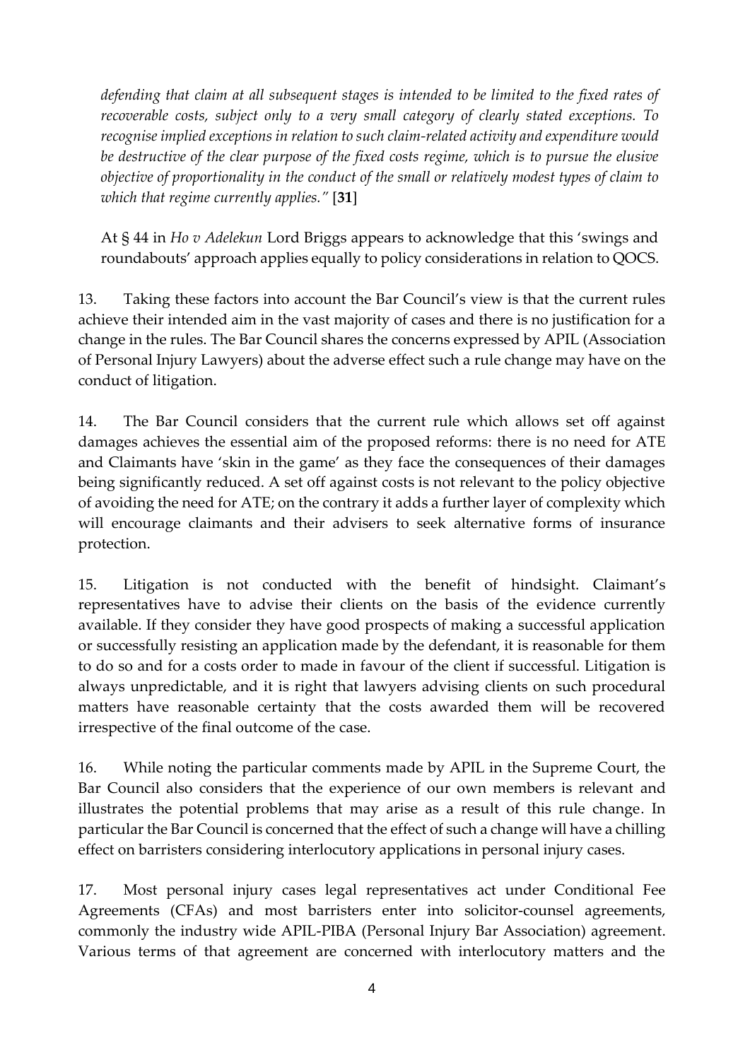*defending that claim at all subsequent stages is intended to be limited to the fixed rates of recoverable costs, subject only to a very small category of clearly stated exceptions. To recognise implied exceptions in relation to such claim-related activity and expenditure would be destructive of the clear purpose of the fixed costs regime, which is to pursue the elusive objective of proportionality in the conduct of the small or relatively modest types of claim to which that regime currently applies."* [**31**]

At § 44 in *Ho v Adelekun* Lord Briggs appears to acknowledge that this 'swings and roundabouts' approach applies equally to policy considerations in relation to QOCS.

13. Taking these factors into account the Bar Council's view is that the current rules achieve their intended aim in the vast majority of cases and there is no justification for a change in the rules. The Bar Council shares the concerns expressed by APIL (Association of Personal Injury Lawyers) about the adverse effect such a rule change may have on the conduct of litigation.

14. The Bar Council considers that the current rule which allows set off against damages achieves the essential aim of the proposed reforms: there is no need for ATE and Claimants have 'skin in the game' as they face the consequences of their damages being significantly reduced. A set off against costs is not relevant to the policy objective of avoiding the need for ATE; on the contrary it adds a further layer of complexity which will encourage claimants and their advisers to seek alternative forms of insurance protection.

15. Litigation is not conducted with the benefit of hindsight. Claimant's representatives have to advise their clients on the basis of the evidence currently available. If they consider they have good prospects of making a successful application or successfully resisting an application made by the defendant, it is reasonable for them to do so and for a costs order to made in favour of the client if successful. Litigation is always unpredictable, and it is right that lawyers advising clients on such procedural matters have reasonable certainty that the costs awarded them will be recovered irrespective of the final outcome of the case.

16. While noting the particular comments made by APIL in the Supreme Court, the Bar Council also considers that the experience of our own members is relevant and illustrates the potential problems that may arise as a result of this rule change. In particular the Bar Council is concerned that the effect of such a change will have a chilling effect on barristers considering interlocutory applications in personal injury cases.

17. Most personal injury cases legal representatives act under Conditional Fee Agreements (CFAs) and most barristers enter into solicitor-counsel agreements, commonly the industry wide APIL-PIBA (Personal Injury Bar Association) agreement. Various terms of that agreement are concerned with interlocutory matters and the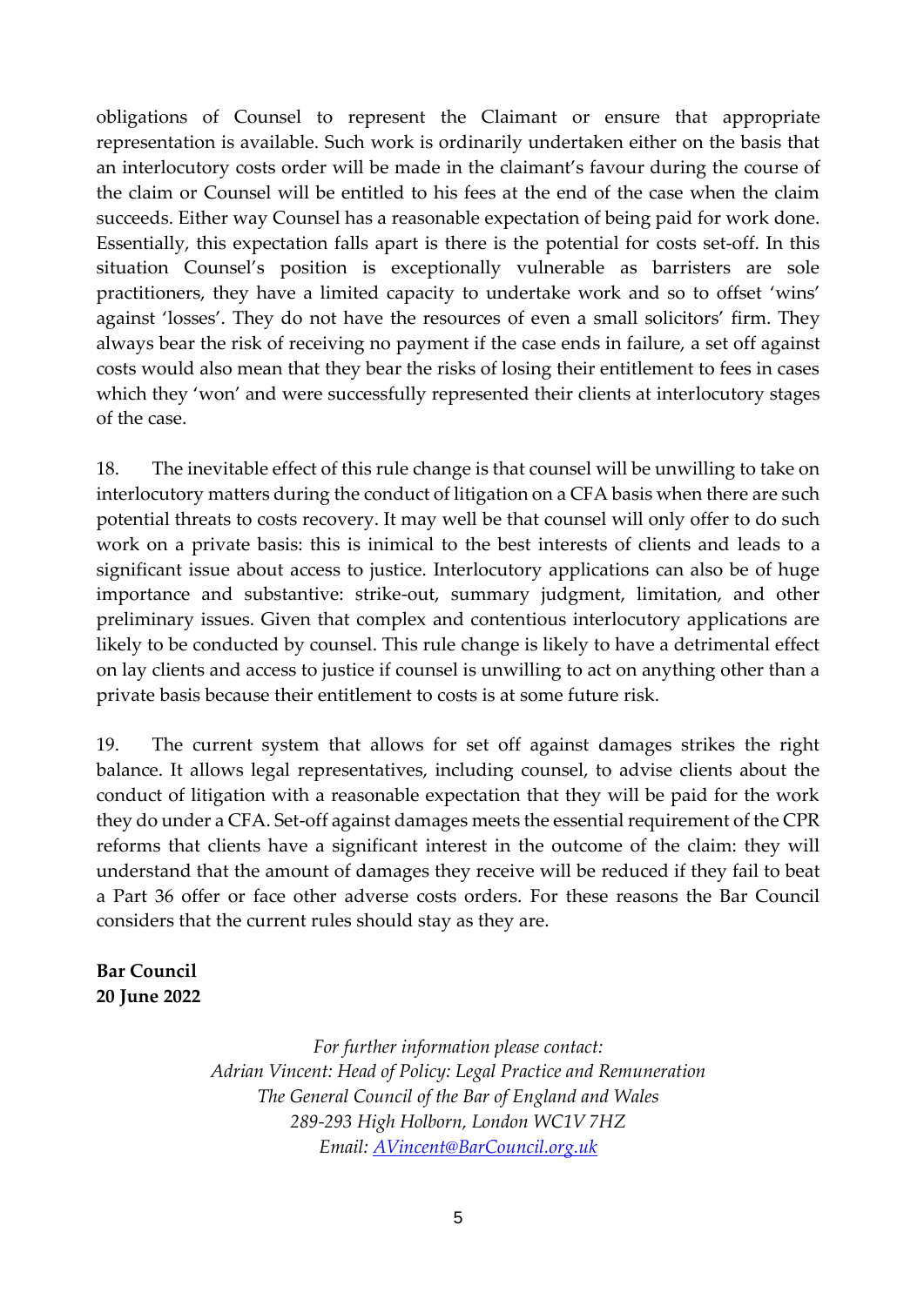obligations of Counsel to represent the Claimant or ensure that appropriate representation is available. Such work is ordinarily undertaken either on the basis that an interlocutory costs order will be made in the claimant's favour during the course of the claim or Counsel will be entitled to his fees at the end of the case when the claim succeeds. Either way Counsel has a reasonable expectation of being paid for work done. Essentially, this expectation falls apart is there is the potential for costs set-off. In this situation Counsel's position is exceptionally vulnerable as barristers are sole practitioners, they have a limited capacity to undertake work and so to offset 'wins' against 'losses'. They do not have the resources of even a small solicitors' firm. They always bear the risk of receiving no payment if the case ends in failure, a set off against costs would also mean that they bear the risks of losing their entitlement to fees in cases which they 'won' and were successfully represented their clients at interlocutory stages of the case.

18. The inevitable effect of this rule change is that counsel will be unwilling to take on interlocutory matters during the conduct of litigation on a CFA basis when there are such potential threats to costs recovery. It may well be that counsel will only offer to do such work on a private basis: this is inimical to the best interests of clients and leads to a significant issue about access to justice. Interlocutory applications can also be of huge importance and substantive: strike-out, summary judgment, limitation, and other preliminary issues. Given that complex and contentious interlocutory applications are likely to be conducted by counsel. This rule change is likely to have a detrimental effect on lay clients and access to justice if counsel is unwilling to act on anything other than a private basis because their entitlement to costs is at some future risk.

19. The current system that allows for set off against damages strikes the right balance. It allows legal representatives, including counsel, to advise clients about the conduct of litigation with a reasonable expectation that they will be paid for the work they do under a CFA. Set-off against damages meets the essential requirement of the CPR reforms that clients have a significant interest in the outcome of the claim: they will understand that the amount of damages they receive will be reduced if they fail to beat a Part 36 offer or face other adverse costs orders. For these reasons the Bar Council considers that the current rules should stay as they are.

**Bar Council**
**20 June 2022**

*For further information please contact:*
*Adrian Vincent: Head of Policy: Legal Practice and Remuneration*
*The General Council of the Bar of England and Wales*
*289-293 High Holborn, London WC1V 7HZ*
*Email: AVincent@BarCouncil.org.uk*